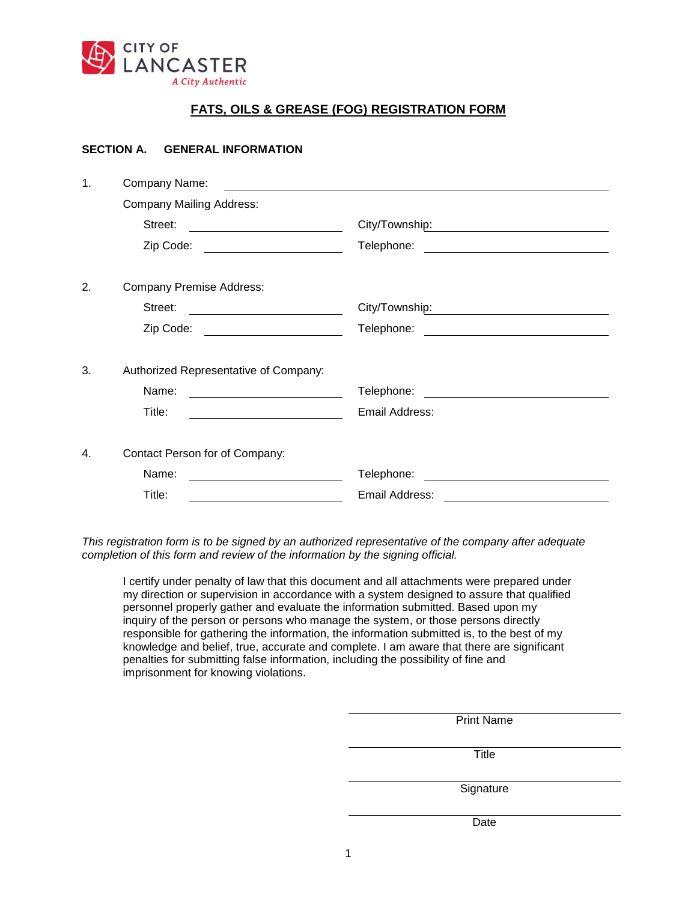CITY OF LANCASTER
*A City Authentic*

# FATS, OILS & GREASE (FOG) REGISTRATION FORM

## SECTION A. GENERAL INFORMATION

1. Company Name: ______________________________

   Company Mailing Address:

   Street: ____________________ City/Township: ____________________

   Zip Code: ____________________ Telephone: ____________________

2. Company Premise Address:

   Street: ____________________ City/Township: ____________________

   Zip Code: ____________________ Telephone: ____________________

3. Authorized Representative of Company:

   Name: ____________________ Telephone: ____________________

   Title: ____________________ Email Address:

4. Contact Person for of Company:

   Name: ____________________ Telephone: ____________________

   Title: ____________________ Email Address: ____________________

*This registration form is to be signed by an authorized representative of the company after adequate completion of this form and review of the information by the signing official.*

I certify under penalty of law that this document and all attachments were prepared under my direction or supervision in accordance with a system designed to assure that qualified personnel properly gather and evaluate the information submitted. Based upon my inquiry of the person or persons who manage the system, or those persons directly responsible for gathering the information, the information submitted is, to the best of my knowledge and belief, true, accurate and complete. I am aware that there are significant penalties for submitting false information, including the possibility of fine and imprisonment for knowing violations.

______________________________
Print Name

______________________________
Title

______________________________
Signature

______________________________
Date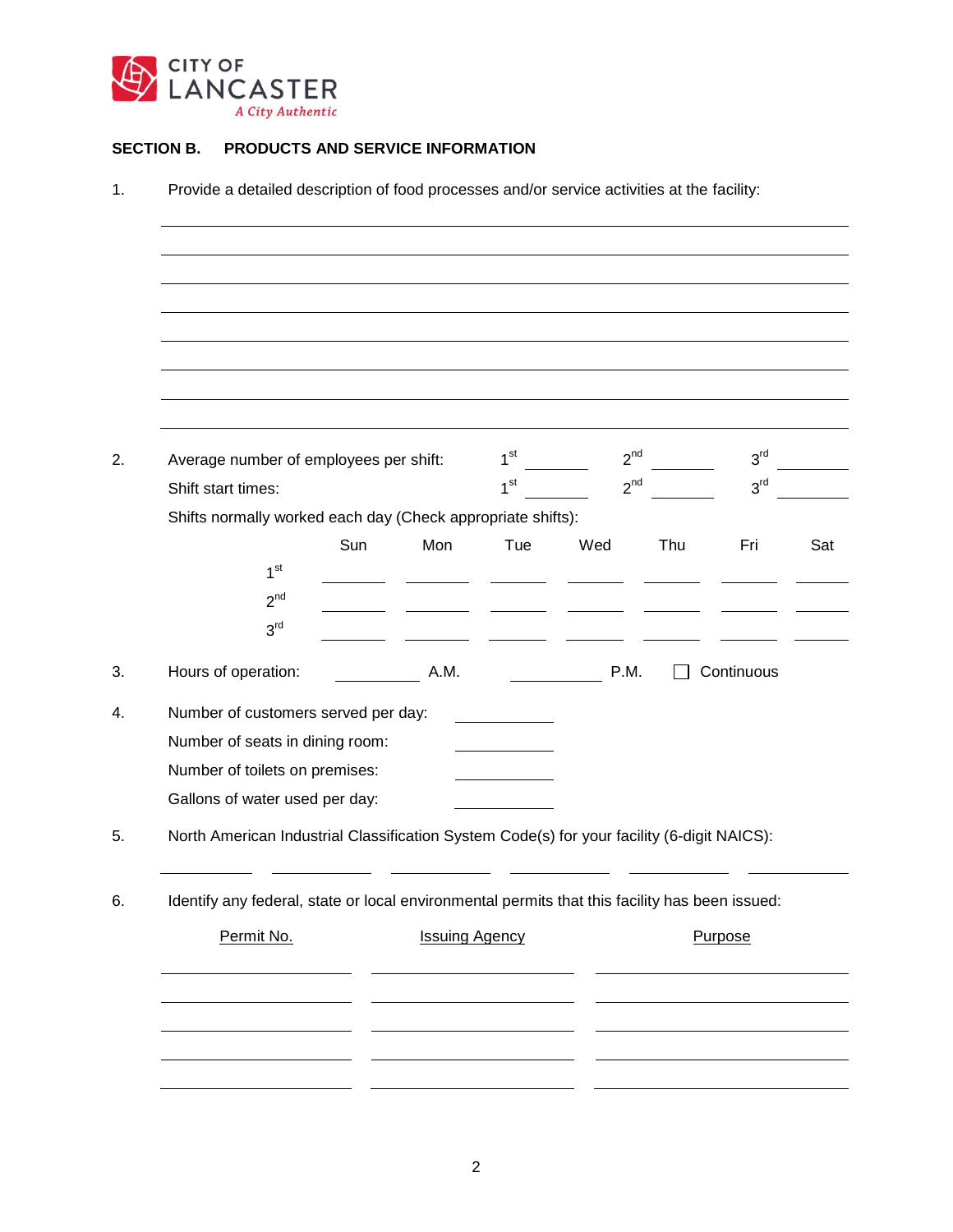CITY OF LANCASTER
*A City Authentic*

## SECTION B. PRODUCTS AND SERVICE INFORMATION

1. Provide a detailed description of food processes and/or service activities at the facility:

______________________________________________________________________
______________________________________________________________________
______________________________________________________________________
______________________________________________________________________
______________________________________________________________________
______________________________________________________________________
______________________________________________________________________
______________________________________________________________________

2. Average number of employees per shift: 1st ________ 2nd ________ 3rd ________

   Shift start times: 1st ________ 2nd ________ 3rd ________

   Shifts normally worked each day (Check appropriate shifts):

| | Sun | Mon | Tue | Wed | Thu | Fri | Sat |
|---|---|---|---|---|---|---|---|
| 1st | | | | | | | |
| 2nd | | | | | | | |
| 3rd | | | | | | | |

3. Hours of operation: __________ A.M. __________ P.M. ☐ Continuous

4. Number of customers served per day: __________

   Number of seats in dining room: __________

   Number of toilets on premises: __________

   Gallons of water used per day: __________

5. North American Industrial Classification System Code(s) for your facility (6-digit NAICS):

   __________ __________ __________ __________ __________ __________

6. Identify any federal, state or local environmental permits that this facility has been issued:

| Permit No. | Issuing Agency | Purpose |
|---|---|---|
| | | |
| | | |
| | | |
| | | |
| | | |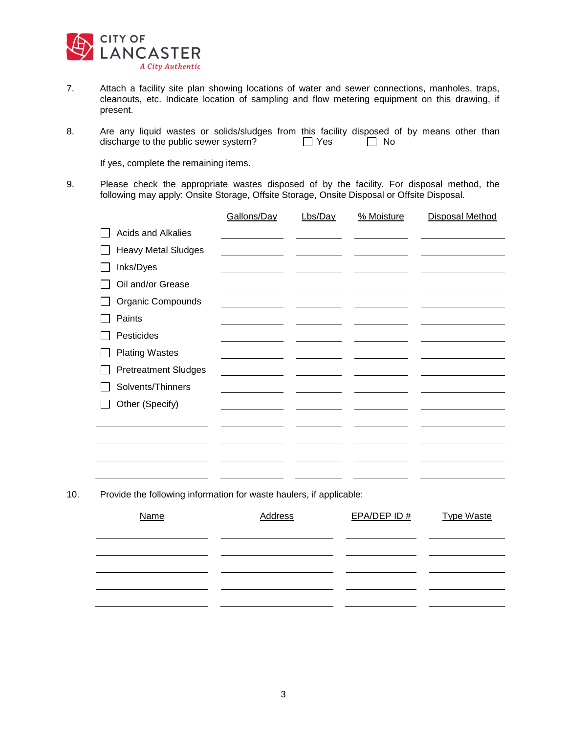**CITY OF LANCASTER**
*A City Authentic*

7. Attach a facility site plan showing locations of water and sewer connections, manholes, traps, cleanouts, etc. Indicate location of sampling and flow metering equipment on this drawing, if present.

8. Are any liquid wastes or solids/sludges from this facility disposed of by means other than discharge to the public sewer system? ☐ Yes ☐ No

   If yes, complete the remaining items.

9. Please check the appropriate wastes disposed of by the facility. For disposal method, the following may apply: Onsite Storage, Offsite Storage, Onsite Disposal or Offsite Disposal.

| | Gallons/Day | Lbs/Day | % Moisture | Disposal Method |
|---|---|---|---|---|
| ☐ Acids and Alkalies | | | | |
| ☐ Heavy Metal Sludges | | | | |
| ☐ Inks/Dyes | | | | |
| ☐ Oil and/or Grease | | | | |
| ☐ Organic Compounds | | | | |
| ☐ Paints | | | | |
| ☐ Pesticides | | | | |
| ☐ Plating Wastes | | | | |
| ☐ Pretreatment Sludges | | | | |
| ☐ Solvents/Thinners | | | | |
| ☐ Other (Specify) | | | | |
| | | | | |
| | | | | |
| | | | | |
| | | | | |

10. Provide the following information for waste haulers, if applicable:

| Name | Address | EPA/DEP ID # | Type Waste |
|---|---|---|---|
| | | | |
| | | | |
| | | | |
| | | | |
| | | | |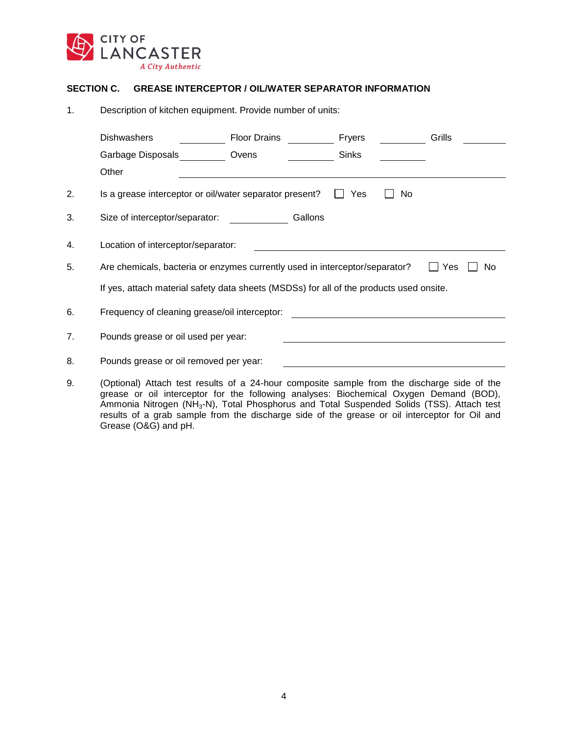CITY OF LANCASTER
*A City Authentic*

## SECTION C. GREASE INTERCEPTOR / OIL/WATER SEPARATOR INFORMATION

1. Description of kitchen equipment. Provide number of units:

| | | | | | | | |
|---|---|---|---|---|---|---|---|
| Dishwashers | ________ | Floor Drains | ________ | Fryers | ________ | Grills | ________ |
| Garbage Disposals | ________ | Ovens | ________ | Sinks | ________ | | |

   Other ____________________________________________

2. Is a grease interceptor or oil/water separator present? ☐ Yes ☐ No

3. Size of interceptor/separator: __________ Gallons

4. Location of interceptor/separator: ____________________________

5. Are chemicals, bacteria or enzymes currently used in interceptor/separator? ☐ Yes ☐ No

   If yes, attach material safety data sheets (MSDSs) for all of the products used onsite.

6. Frequency of cleaning grease/oil interceptor: ____________________________

7. Pounds grease or oil used per year: ____________________________

8. Pounds grease or oil removed per year: ____________________________

9. (Optional) Attach test results of a 24-hour composite sample from the discharge side of the grease or oil interceptor for the following analyses: Biochemical Oxygen Demand (BOD), Ammonia Nitrogen ($NH_3$-N), Total Phosphorus and Total Suspended Solids (TSS). Attach test results of a grab sample from the discharge side of the grease or oil interceptor for Oil and Grease (O&G) and pH.